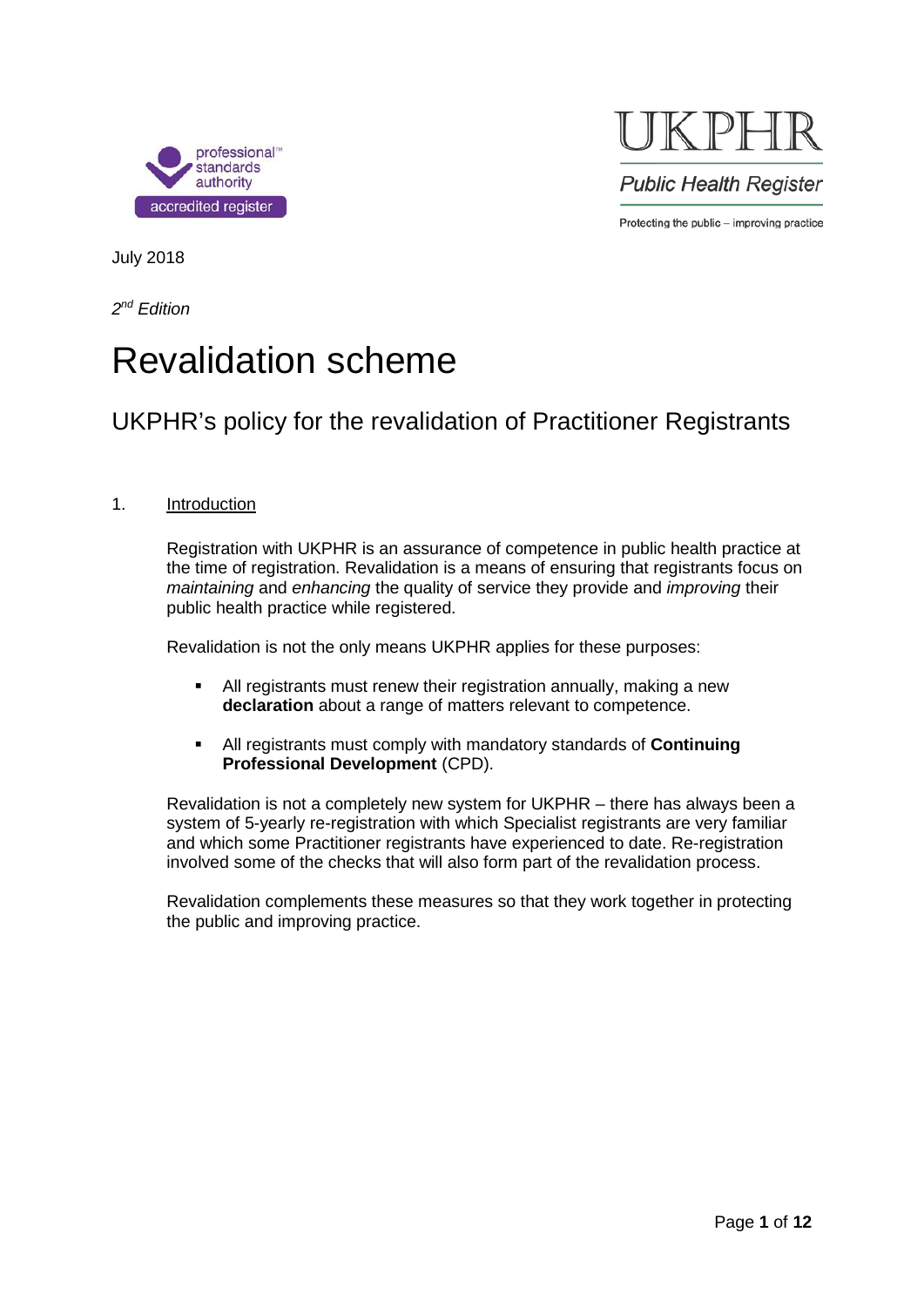professional standards authority accredited register

UKPHR
Public Health Register
Protecting the public – improving practice

July 2018

*2nd Edition*

# Revalidation scheme

## UKPHR's policy for the revalidation of Practitioner Registrants

### 1. Introduction

Registration with UKPHR is an assurance of competence in public health practice at the time of registration. Revalidation is a means of ensuring that registrants focus on *maintaining* and *enhancing* the quality of service they provide and *improving* their public health practice while registered.

Revalidation is not the only means UKPHR applies for these purposes:

- All registrants must renew their registration annually, making a new **declaration** about a range of matters relevant to competence.
- All registrants must comply with mandatory standards of **Continuing Professional Development** (CPD).

Revalidation is not a completely new system for UKPHR – there has always been a system of 5-yearly re-registration with which Specialist registrants are very familiar and which some Practitioner registrants have experienced to date. Re-registration involved some of the checks that will also form part of the revalidation process.

Revalidation complements these measures so that they work together in protecting the public and improving practice.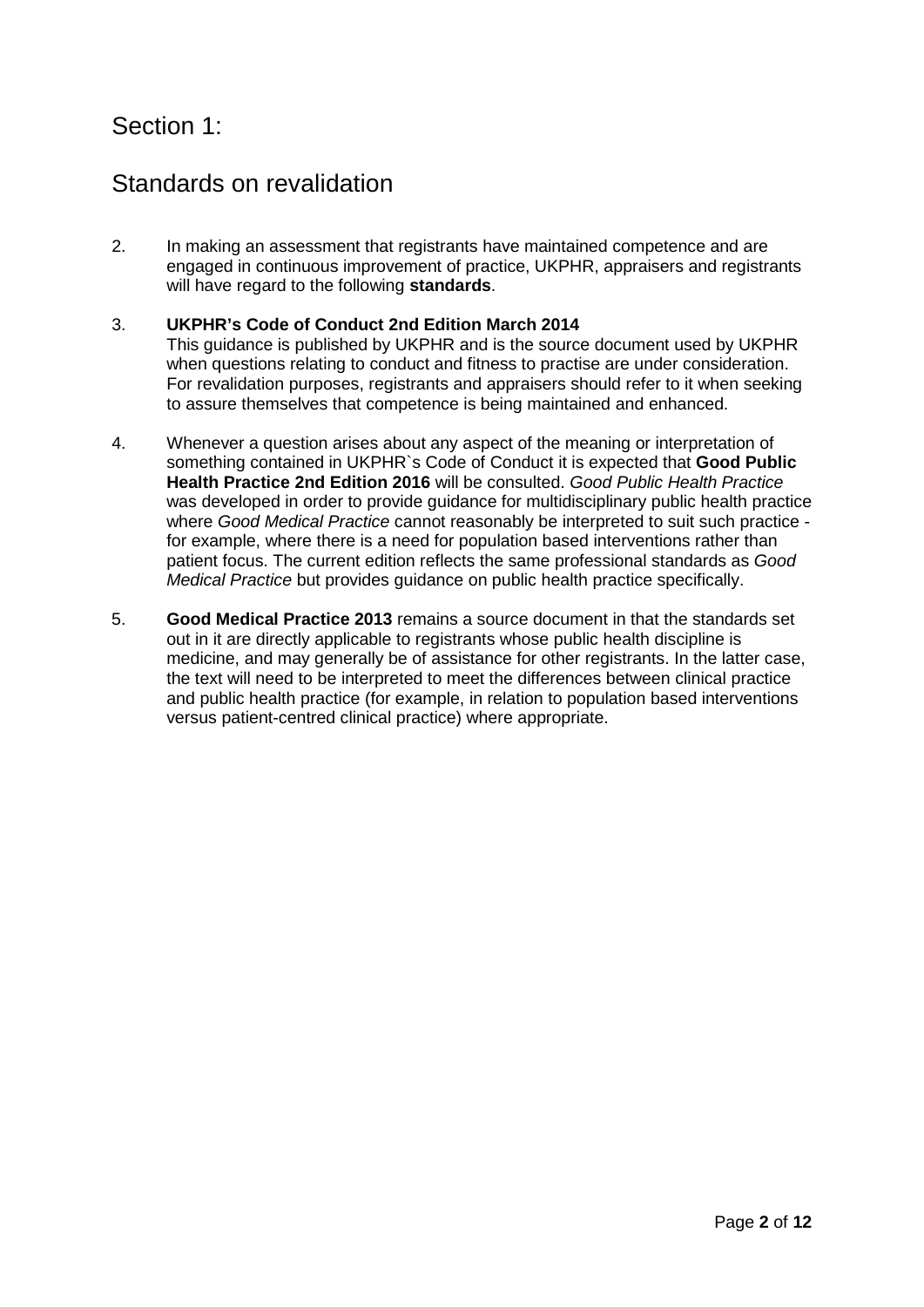# Section 1:

## Standards on revalidation

2. In making an assessment that registrants have maintained competence and are engaged in continuous improvement of practice, UKPHR, appraisers and registrants will have regard to the following **standards**.

3. **UKPHR's Code of Conduct 2nd Edition March 2014**
   This guidance is published by UKPHR and is the source document used by UKPHR when questions relating to conduct and fitness to practise are under consideration. For revalidation purposes, registrants and appraisers should refer to it when seeking to assure themselves that competence is being maintained and enhanced.

4. Whenever a question arises about any aspect of the meaning or interpretation of something contained in UKPHR`s Code of Conduct it is expected that **Good Public Health Practice 2nd Edition 2016** will be consulted. *Good Public Health Practice* was developed in order to provide guidance for multidisciplinary public health practice where *Good Medical Practice* cannot reasonably be interpreted to suit such practice - for example, where there is a need for population based interventions rather than patient focus. The current edition reflects the same professional standards as *Good Medical Practice* but provides guidance on public health practice specifically.

5. **Good Medical Practice 2013** remains a source document in that the standards set out in it are directly applicable to registrants whose public health discipline is medicine, and may generally be of assistance for other registrants. In the latter case, the text will need to be interpreted to meet the differences between clinical practice and public health practice (for example, in relation to population based interventions versus patient-centred clinical practice) where appropriate.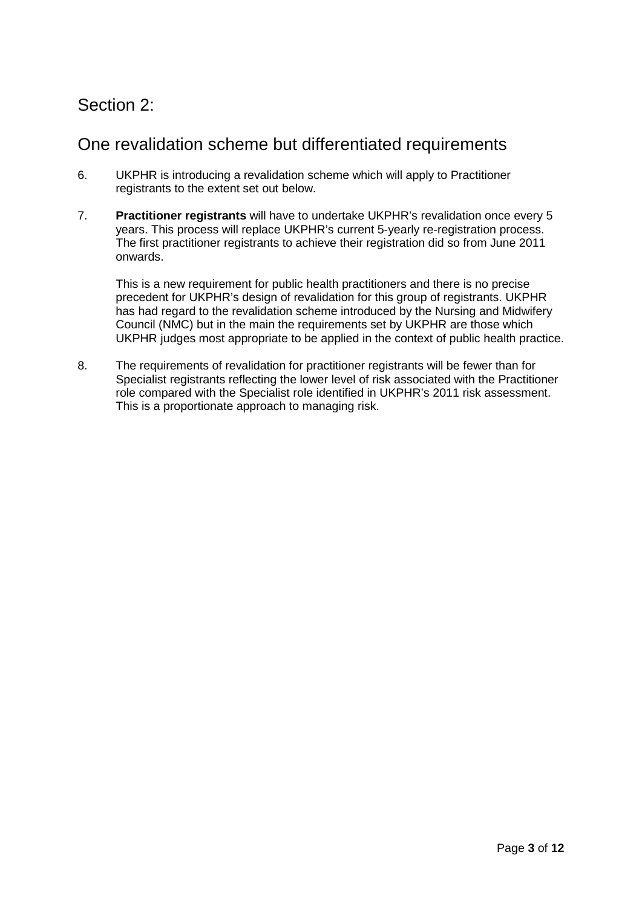## Section 2:

## One revalidation scheme but differentiated requirements

6. UKPHR is introducing a revalidation scheme which will apply to Practitioner registrants to the extent set out below.

7. **Practitioner registrants** will have to undertake UKPHR's revalidation once every 5 years. This process will replace UKPHR's current 5-yearly re-registration process. The first practitioner registrants to achieve their registration did so from June 2011 onwards.

   This is a new requirement for public health practitioners and there is no precise precedent for UKPHR's design of revalidation for this group of registrants. UKPHR has had regard to the revalidation scheme introduced by the Nursing and Midwifery Council (NMC) but in the main the requirements set by UKPHR are those which UKPHR judges most appropriate to be applied in the context of public health practice.

8. The requirements of revalidation for practitioner registrants will be fewer than for Specialist registrants reflecting the lower level of risk associated with the Practitioner role compared with the Specialist role identified in UKPHR's 2011 risk assessment. This is a proportionate approach to managing risk.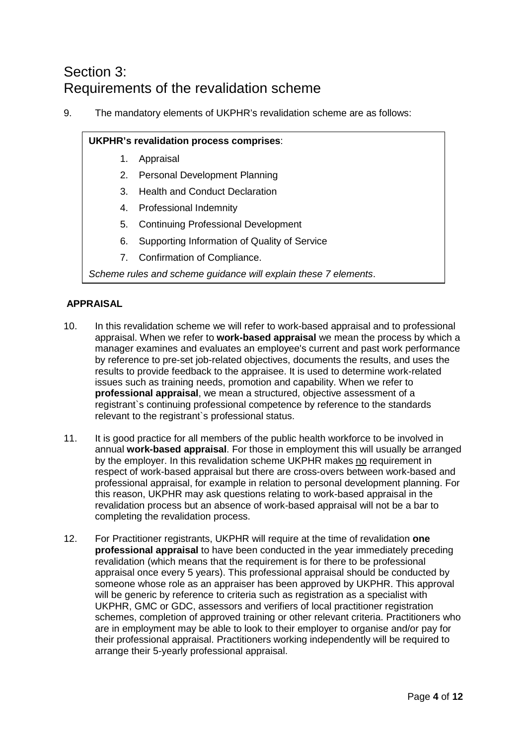# Section 3: Requirements of the revalidation scheme

9. The mandatory elements of UKPHR's revalidation scheme are as follows:

> **UKPHR's revalidation process comprises**:
>
> 1. Appraisal
> 2. Personal Development Planning
> 3. Health and Conduct Declaration
> 4. Professional Indemnity
> 5. Continuing Professional Development
> 6. Supporting Information of Quality of Service
> 7. Confirmation of Compliance.
>
> *Scheme rules and scheme guidance will explain these 7 elements.*

**APPRAISAL**

10. In this revalidation scheme we will refer to work-based appraisal and to professional appraisal. When we refer to **work-based appraisal** we mean the process by which a manager examines and evaluates an employee's current and past work performance by reference to pre-set job-related objectives, documents the results, and uses the results to provide feedback to the appraisee. It is used to determine work-related issues such as training needs, promotion and capability. When we refer to **professional appraisal**, we mean a structured, objective assessment of a registrant`s continuing professional competence by reference to the standards relevant to the registrant`s professional status.

11. It is good practice for all members of the public health workforce to be involved in annual **work-based appraisal**. For those in employment this will usually be arranged by the employer. In this revalidation scheme UKPHR makes <u>no</u> requirement in respect of work-based appraisal but there are cross-overs between work-based and professional appraisal, for example in relation to personal development planning. For this reason, UKPHR may ask questions relating to work-based appraisal in the revalidation process but an absence of work-based appraisal will not be a bar to completing the revalidation process.

12. For Practitioner registrants, UKPHR will require at the time of revalidation **one professional appraisal** to have been conducted in the year immediately preceding revalidation (which means that the requirement is for there to be professional appraisal once every 5 years). This professional appraisal should be conducted by someone whose role as an appraiser has been approved by UKPHR. This approval will be generic by reference to criteria such as registration as a specialist with UKPHR, GMC or GDC, assessors and verifiers of local practitioner registration schemes, completion of approved training or other relevant criteria. Practitioners who are in employment may be able to look to their employer to organise and/or pay for their professional appraisal. Practitioners working independently will be required to arrange their 5-yearly professional appraisal.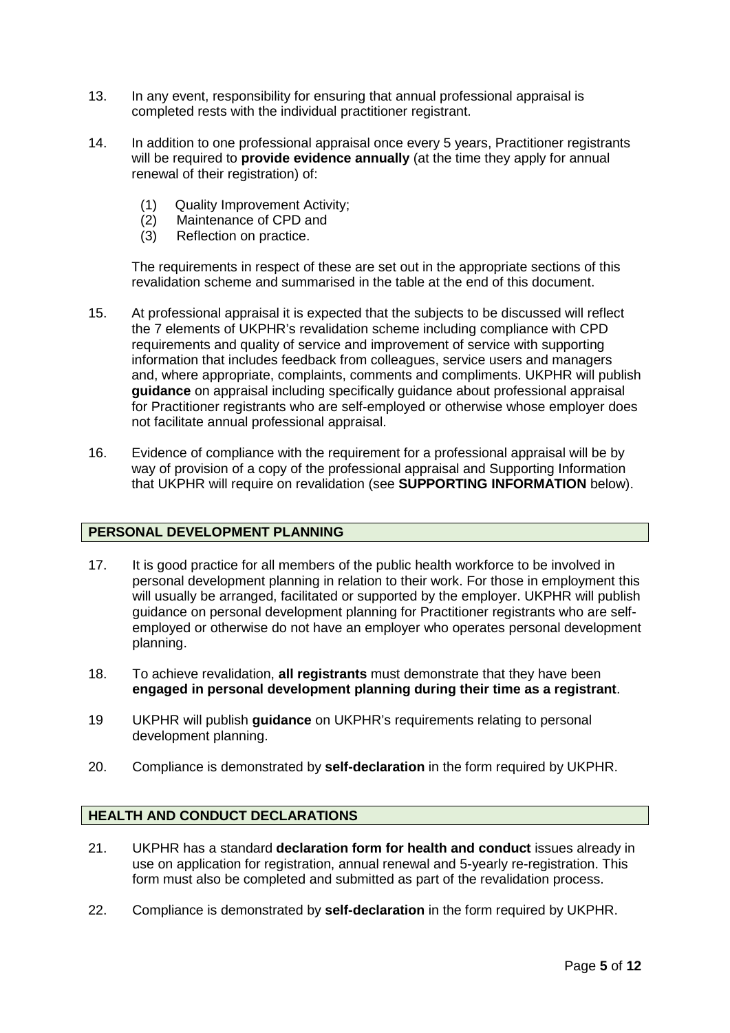13. In any event, responsibility for ensuring that annual professional appraisal is completed rests with the individual practitioner registrant.

14. In addition to one professional appraisal once every 5 years, Practitioner registrants will be required to **provide evidence annually** (at the time they apply for annual renewal of their registration) of:

    (1) Quality Improvement Activity;
    (2) Maintenance of CPD and
    (3) Reflection on practice.

    The requirements in respect of these are set out in the appropriate sections of this revalidation scheme and summarised in the table at the end of this document.

15. At professional appraisal it is expected that the subjects to be discussed will reflect the 7 elements of UKPHR's revalidation scheme including compliance with CPD requirements and quality of service and improvement of service with supporting information that includes feedback from colleagues, service users and managers and, where appropriate, complaints, comments and compliments. UKPHR will publish **guidance** on appraisal including specifically guidance about professional appraisal for Practitioner registrants who are self-employed or otherwise whose employer does not facilitate annual professional appraisal.

16. Evidence of compliance with the requirement for a professional appraisal will be by way of provision of a copy of the professional appraisal and Supporting Information that UKPHR will require on revalidation (see **SUPPORTING INFORMATION** below).

## PERSONAL DEVELOPMENT PLANNING

17. It is good practice for all members of the public health workforce to be involved in personal development planning in relation to their work. For those in employment this will usually be arranged, facilitated or supported by the employer. UKPHR will publish guidance on personal development planning for Practitioner registrants who are self-employed or otherwise do not have an employer who operates personal development planning.

18. To achieve revalidation, **all registrants** must demonstrate that they have been **engaged in personal development planning during their time as a registrant**.

19 UKPHR will publish **guidance** on UKPHR's requirements relating to personal development planning.

20. Compliance is demonstrated by **self-declaration** in the form required by UKPHR.

## HEALTH AND CONDUCT DECLARATIONS

21. UKPHR has a standard **declaration form for health and conduct** issues already in use on application for registration, annual renewal and 5-yearly re-registration. This form must also be completed and submitted as part of the revalidation process.

22. Compliance is demonstrated by **self-declaration** in the form required by UKPHR.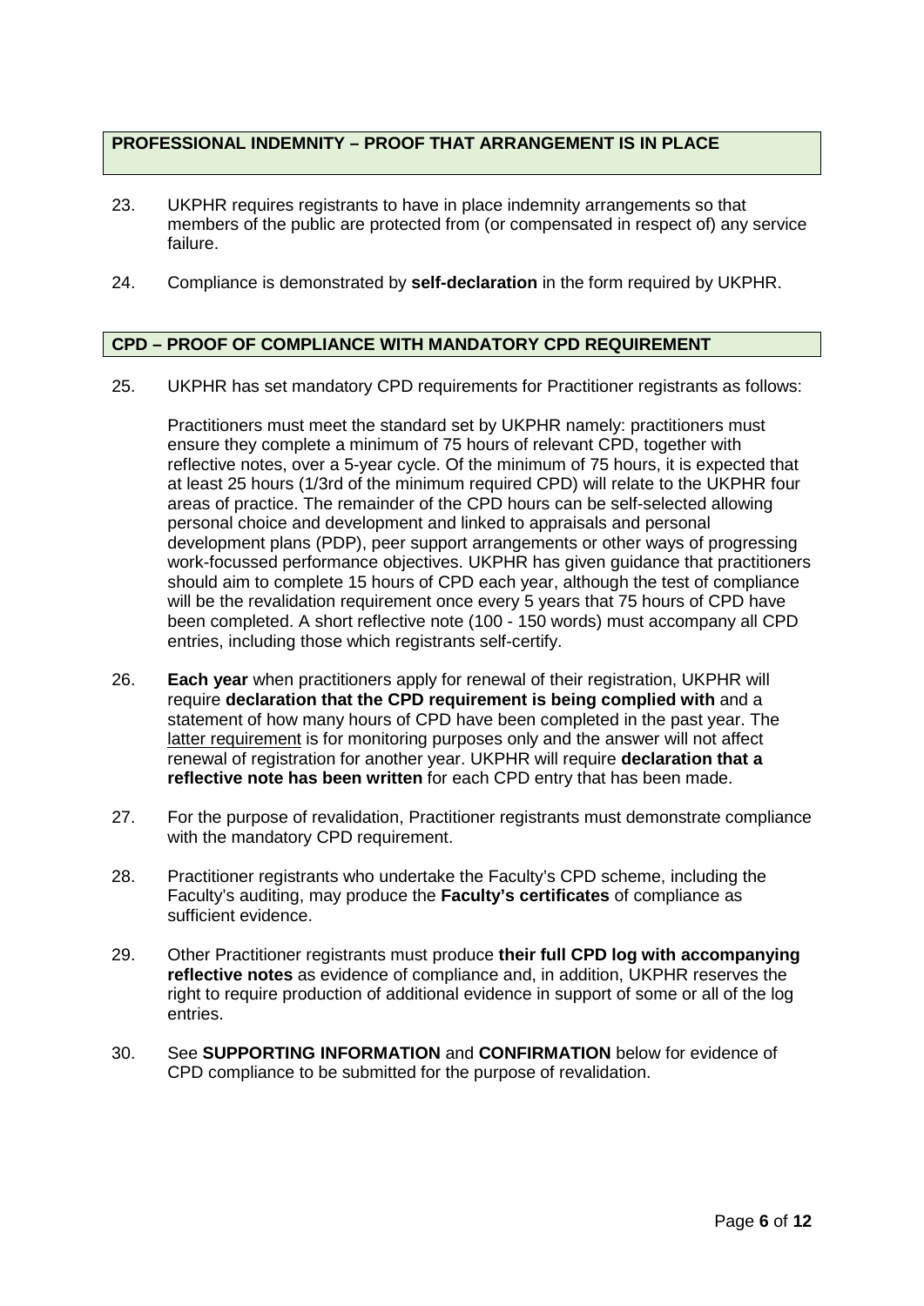## PROFESSIONAL INDEMNITY – PROOF THAT ARRANGEMENT IS IN PLACE

23. UKPHR requires registrants to have in place indemnity arrangements so that members of the public are protected from (or compensated in respect of) any service failure.

24. Compliance is demonstrated by **self-declaration** in the form required by UKPHR.

## CPD – PROOF OF COMPLIANCE WITH MANDATORY CPD REQUIREMENT

25. UKPHR has set mandatory CPD requirements for Practitioner registrants as follows:

    Practitioners must meet the standard set by UKPHR namely: practitioners must ensure they complete a minimum of 75 hours of relevant CPD, together with reflective notes, over a 5-year cycle. Of the minimum of 75 hours, it is expected that at least 25 hours (1/3rd of the minimum required CPD) will relate to the UKPHR four areas of practice. The remainder of the CPD hours can be self-selected allowing personal choice and development and linked to appraisals and personal development plans (PDP), peer support arrangements or other ways of progressing work-focussed performance objectives. UKPHR has given guidance that practitioners should aim to complete 15 hours of CPD each year, although the test of compliance will be the revalidation requirement once every 5 years that 75 hours of CPD have been completed. A short reflective note (100 - 150 words) must accompany all CPD entries, including those which registrants self-certify.

26. **Each year** when practitioners apply for renewal of their registration, UKPHR will require **declaration that the CPD requirement is being complied with** and a statement of how many hours of CPD have been completed in the past year. The latter requirement is for monitoring purposes only and the answer will not affect renewal of registration for another year. UKPHR will require **declaration that a reflective note has been written** for each CPD entry that has been made.

27. For the purpose of revalidation, Practitioner registrants must demonstrate compliance with the mandatory CPD requirement.

28. Practitioner registrants who undertake the Faculty's CPD scheme, including the Faculty's auditing, may produce the **Faculty's certificates** of compliance as sufficient evidence.

29. Other Practitioner registrants must produce **their full CPD log with accompanying reflective notes** as evidence of compliance and, in addition, UKPHR reserves the right to require production of additional evidence in support of some or all of the log entries.

30. See **SUPPORTING INFORMATION** and **CONFIRMATION** below for evidence of CPD compliance to be submitted for the purpose of revalidation.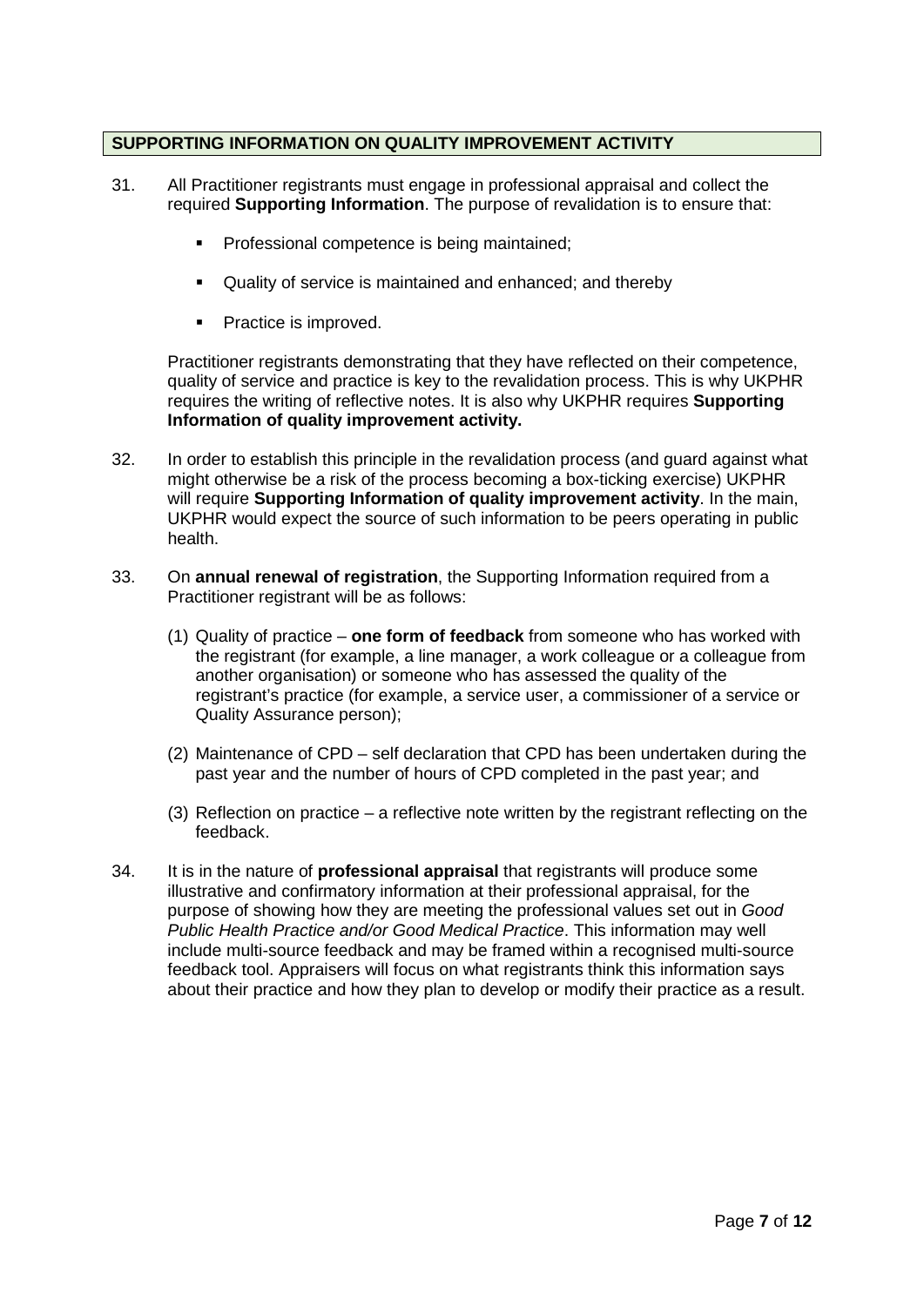## SUPPORTING INFORMATION ON QUALITY IMPROVEMENT ACTIVITY

31. All Practitioner registrants must engage in professional appraisal and collect the required **Supporting Information**. The purpose of revalidation is to ensure that:

    - Professional competence is being maintained;
    - Quality of service is maintained and enhanced; and thereby
    - Practice is improved.

    Practitioner registrants demonstrating that they have reflected on their competence, quality of service and practice is key to the revalidation process. This is why UKPHR requires the writing of reflective notes. It is also why UKPHR requires **Supporting Information of quality improvement activity.**

32. In order to establish this principle in the revalidation process (and guard against what might otherwise be a risk of the process becoming a box-ticking exercise) UKPHR will require **Supporting Information of quality improvement activity**. In the main, UKPHR would expect the source of such information to be peers operating in public health.

33. On **annual renewal of registration**, the Supporting Information required from a Practitioner registrant will be as follows:

    (1) Quality of practice – **one form of feedback** from someone who has worked with the registrant (for example, a line manager, a work colleague or a colleague from another organisation) or someone who has assessed the quality of the registrant's practice (for example, a service user, a commissioner of a service or Quality Assurance person);

    (2) Maintenance of CPD – self declaration that CPD has been undertaken during the past year and the number of hours of CPD completed in the past year; and

    (3) Reflection on practice – a reflective note written by the registrant reflecting on the feedback.

34. It is in the nature of **professional appraisal** that registrants will produce some illustrative and confirmatory information at their professional appraisal, for the purpose of showing how they are meeting the professional values set out in *Good Public Health Practice and/or Good Medical Practice*. This information may well include multi-source feedback and may be framed within a recognised multi-source feedback tool. Appraisers will focus on what registrants think this information says about their practice and how they plan to develop or modify their practice as a result.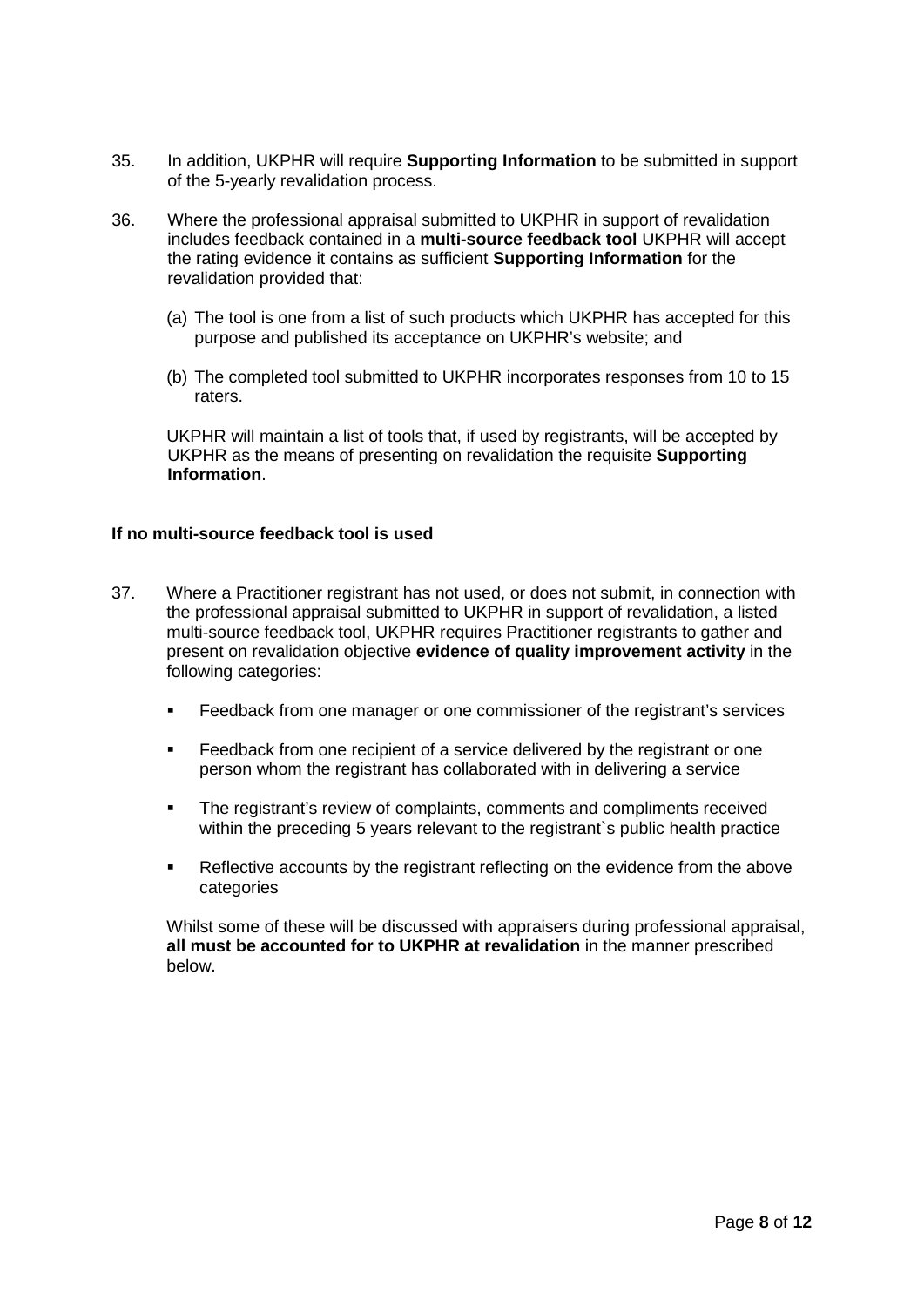35. In addition, UKPHR will require **Supporting Information** to be submitted in support of the 5-yearly revalidation process.

36. Where the professional appraisal submitted to UKPHR in support of revalidation includes feedback contained in a **multi-source feedback tool** UKPHR will accept the rating evidence it contains as sufficient **Supporting Information** for the revalidation provided that:

    (a) The tool is one from a list of such products which UKPHR has accepted for this purpose and published its acceptance on UKPHR's website; and

    (b) The completed tool submitted to UKPHR incorporates responses from 10 to 15 raters.

    UKPHR will maintain a list of tools that, if used by registrants, will be accepted by UKPHR as the means of presenting on revalidation the requisite **Supporting Information**.

**If no multi-source feedback tool is used**

37. Where a Practitioner registrant has not used, or does not submit, in connection with the professional appraisal submitted to UKPHR in support of revalidation, a listed multi-source feedback tool, UKPHR requires Practitioner registrants to gather and present on revalidation objective **evidence of quality improvement activity** in the following categories:

    - Feedback from one manager or one commissioner of the registrant's services
    - Feedback from one recipient of a service delivered by the registrant or one person whom the registrant has collaborated with in delivering a service
    - The registrant's review of complaints, comments and compliments received within the preceding 5 years relevant to the registrant`s public health practice
    - Reflective accounts by the registrant reflecting on the evidence from the above categories

    Whilst some of these will be discussed with appraisers during professional appraisal, **all must be accounted for to UKPHR at revalidation** in the manner prescribed below.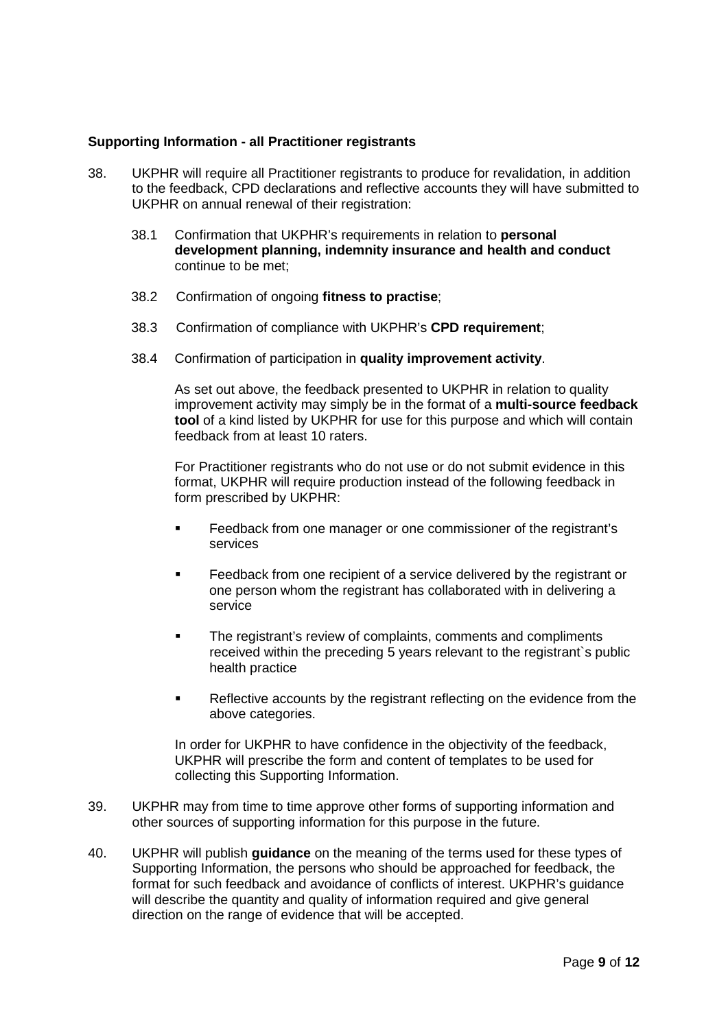**Supporting Information - all Practitioner registrants**

38. UKPHR will require all Practitioner registrants to produce for revalidation, in addition to the feedback, CPD declarations and reflective accounts they will have submitted to UKPHR on annual renewal of their registration:

    38.1 Confirmation that UKPHR's requirements in relation to **personal development planning, indemnity insurance and health and conduct** continue to be met;

    38.2 Confirmation of ongoing **fitness to practise**;

    38.3 Confirmation of compliance with UKPHR's **CPD requirement**;

    38.4 Confirmation of participation in **quality improvement activity**.

    As set out above, the feedback presented to UKPHR in relation to quality improvement activity may simply be in the format of a **multi-source feedback tool** of a kind listed by UKPHR for use for this purpose and which will contain feedback from at least 10 raters.

    For Practitioner registrants who do not use or do not submit evidence in this format, UKPHR will require production instead of the following feedback in form prescribed by UKPHR:

    - Feedback from one manager or one commissioner of the registrant's services
    - Feedback from one recipient of a service delivered by the registrant or one person whom the registrant has collaborated with in delivering a service
    - The registrant's review of complaints, comments and compliments received within the preceding 5 years relevant to the registrant`s public health practice
    - Reflective accounts by the registrant reflecting on the evidence from the above categories.

    In order for UKPHR to have confidence in the objectivity of the feedback, UKPHR will prescribe the form and content of templates to be used for collecting this Supporting Information.

39. UKPHR may from time to time approve other forms of supporting information and other sources of supporting information for this purpose in the future.

40. UKPHR will publish **guidance** on the meaning of the terms used for these types of Supporting Information, the persons who should be approached for feedback, the format for such feedback and avoidance of conflicts of interest. UKPHR's guidance will describe the quantity and quality of information required and give general direction on the range of evidence that will be accepted.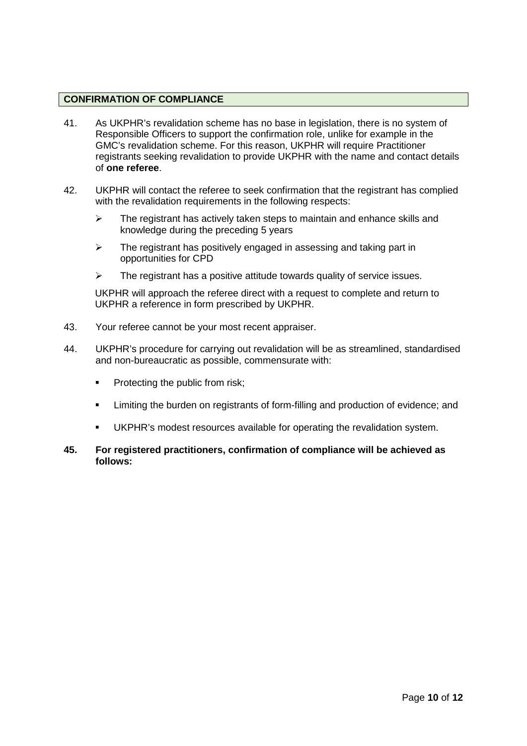## CONFIRMATION OF COMPLIANCE

41. As UKPHR's revalidation scheme has no base in legislation, there is no system of Responsible Officers to support the confirmation role, unlike for example in the GMC's revalidation scheme. For this reason, UKPHR will require Practitioner registrants seeking revalidation to provide UKPHR with the name and contact details of **one referee**.

42. UKPHR will contact the referee to seek confirmation that the registrant has complied with the revalidation requirements in the following respects:

    - The registrant has actively taken steps to maintain and enhance skills and knowledge during the preceding 5 years
    - The registrant has positively engaged in assessing and taking part in opportunities for CPD
    - The registrant has a positive attitude towards quality of service issues.

    UKPHR will approach the referee direct with a request to complete and return to UKPHR a reference in form prescribed by UKPHR.

43. Your referee cannot be your most recent appraiser.

44. UKPHR's procedure for carrying out revalidation will be as streamlined, standardised and non-bureaucratic as possible, commensurate with:

    - Protecting the public from risk;
    - Limiting the burden on registrants of form-filling and production of evidence; and
    - UKPHR's modest resources available for operating the revalidation system.

**45. For registered practitioners, confirmation of compliance will be achieved as follows:**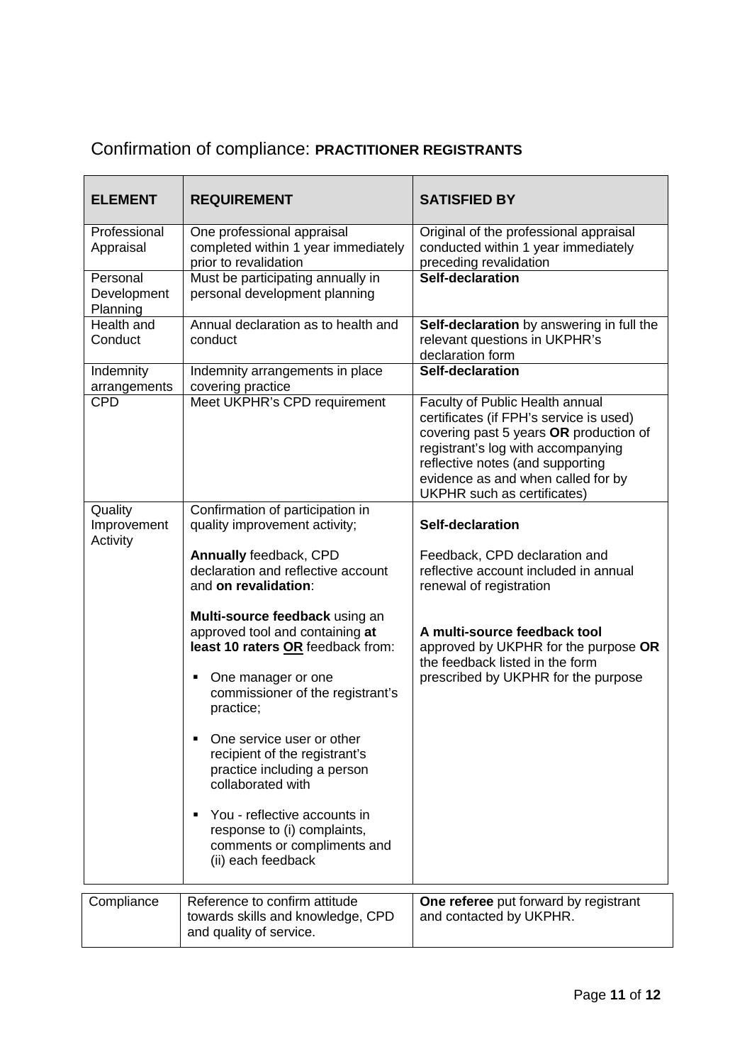## Confirmation of compliance: **PRACTITIONER REGISTRANTS**

| **ELEMENT** | **REQUIREMENT** | **SATISFIED BY** |
| --- | --- | --- |
| Professional Appraisal | One professional appraisal completed within 1 year immediately prior to revalidation | Original of the professional appraisal conducted within 1 year immediately preceding revalidation |
| Personal Development Planning | Must be participating annually in personal development planning | **Self-declaration** |
| Health and Conduct | Annual declaration as to health and conduct | **Self-declaration** by answering in full the relevant questions in UKPHR's declaration form |
| Indemnity arrangements | Indemnity arrangements in place covering practice | **Self-declaration** |
| CPD | Meet UKPHR's CPD requirement | Faculty of Public Health annual certificates (if FPH's service is used) covering past 5 years **OR** production of registrant's log with accompanying reflective notes (and supporting evidence as and when called for by UKPHR such as certificates) |
| Quality Improvement Activity | Confirmation of participation in quality improvement activity;<br><br>**Annually** feedback, CPD declaration and reflective account and **on revalidation**:<br><br>**Multi-source feedback** using an approved tool and containing **at least 10 raters <u>OR</u>** feedback from:<br><br>▪ One manager or one commissioner of the registrant's practice;<br><br>▪ One service user or other recipient of the registrant's practice including a person collaborated with<br><br>▪ You - reflective accounts in response to (i) complaints, comments or compliments and (ii) each feedback | **Self-declaration**<br><br>Feedback, CPD declaration and reflective account included in annual renewal of registration<br><br>**A multi-source feedback tool** approved by UKPHR for the purpose **OR** the feedback listed in the form prescribed by UKPHR for the purpose |
| Compliance | Reference to confirm attitude towards skills and knowledge, CPD and quality of service. | **One referee** put forward by registrant and contacted by UKPHR. |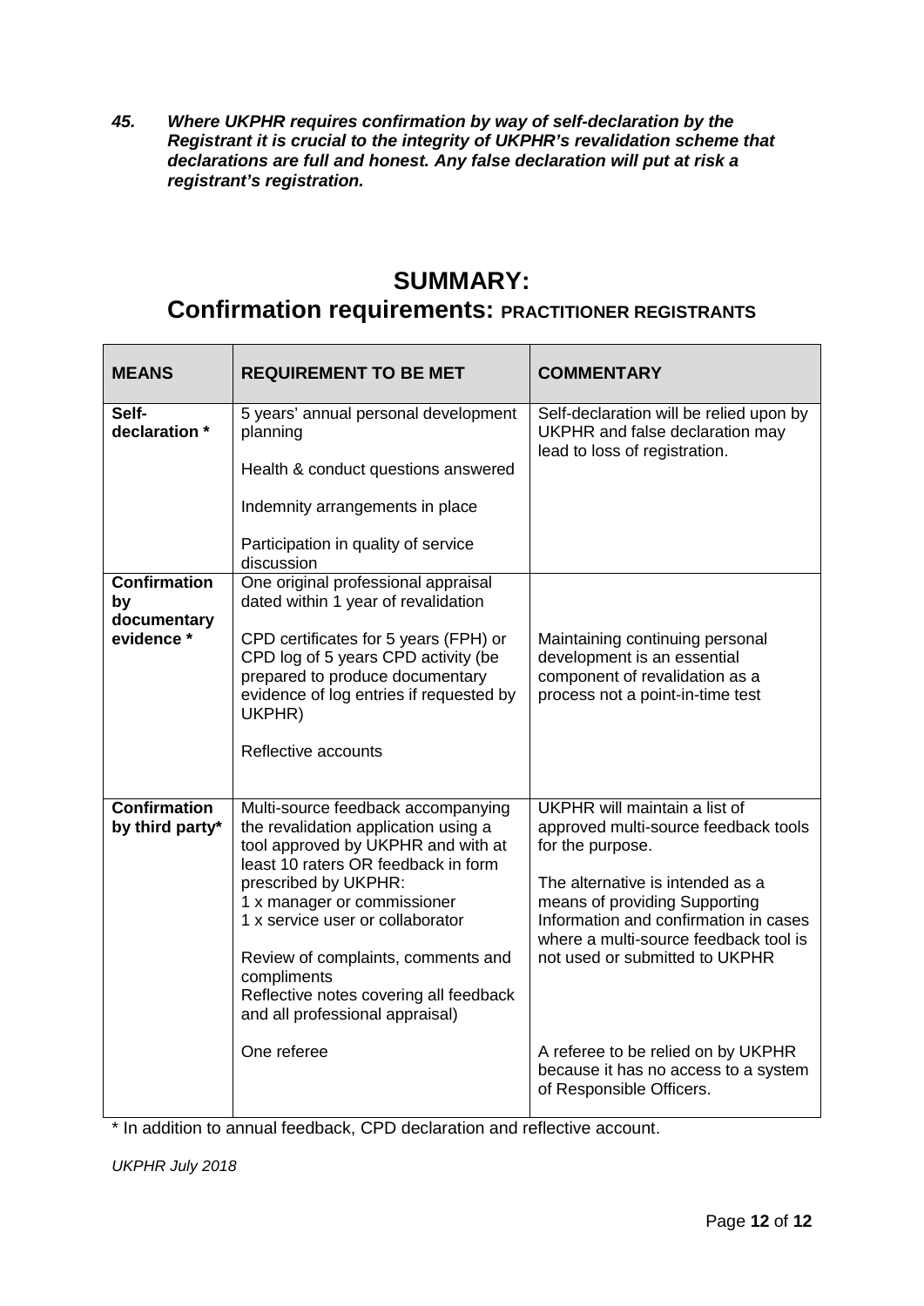***45. Where UKPHR requires confirmation by way of self-declaration by the Registrant it is crucial to the integrity of UKPHR's revalidation scheme that declarations are full and honest. Any false declaration will put at risk a registrant's registration.***

# SUMMARY:

## Confirmation requirements: PRACTITIONER REGISTRANTS

| MEANS | REQUIREMENT TO BE MET | COMMENTARY |
|---|---|---|
| **Self-declaration \*** | 5 years' annual personal development planning<br><br>Health & conduct questions answered<br><br>Indemnity arrangements in place<br><br>Participation in quality of service discussion | Self-declaration will be relied upon by UKPHR and false declaration may lead to loss of registration. |
| **Confirmation by documentary evidence \*** | One original professional appraisal dated within 1 year of revalidation<br><br>CPD certificates for 5 years (FPH) or CPD log of 5 years CPD activity (be prepared to produce documentary evidence of log entries if requested by UKPHR)<br><br>Reflective accounts | Maintaining continuing personal development is an essential component of revalidation as a process not a point-in-time test |
| **Confirmation by third party\*** | Multi-source feedback accompanying the revalidation application using a tool approved by UKPHR and with at least 10 raters OR feedback in form prescribed by UKPHR:<br>1 x manager or commissioner<br>1 x service user or collaborator<br><br>Review of complaints, comments and compliments<br>Reflective notes covering all feedback and all professional appraisal) | UKPHR will maintain a list of approved multi-source feedback tools for the purpose.<br><br>The alternative is intended as a means of providing Supporting Information and confirmation in cases where a multi-source feedback tool is not used or submitted to UKPHR |
| | One referee | A referee to be relied on by UKPHR because it has no access to a system of Responsible Officers. |

\* In addition to annual feedback, CPD declaration and reflective account.

*UKPHR July 2018*